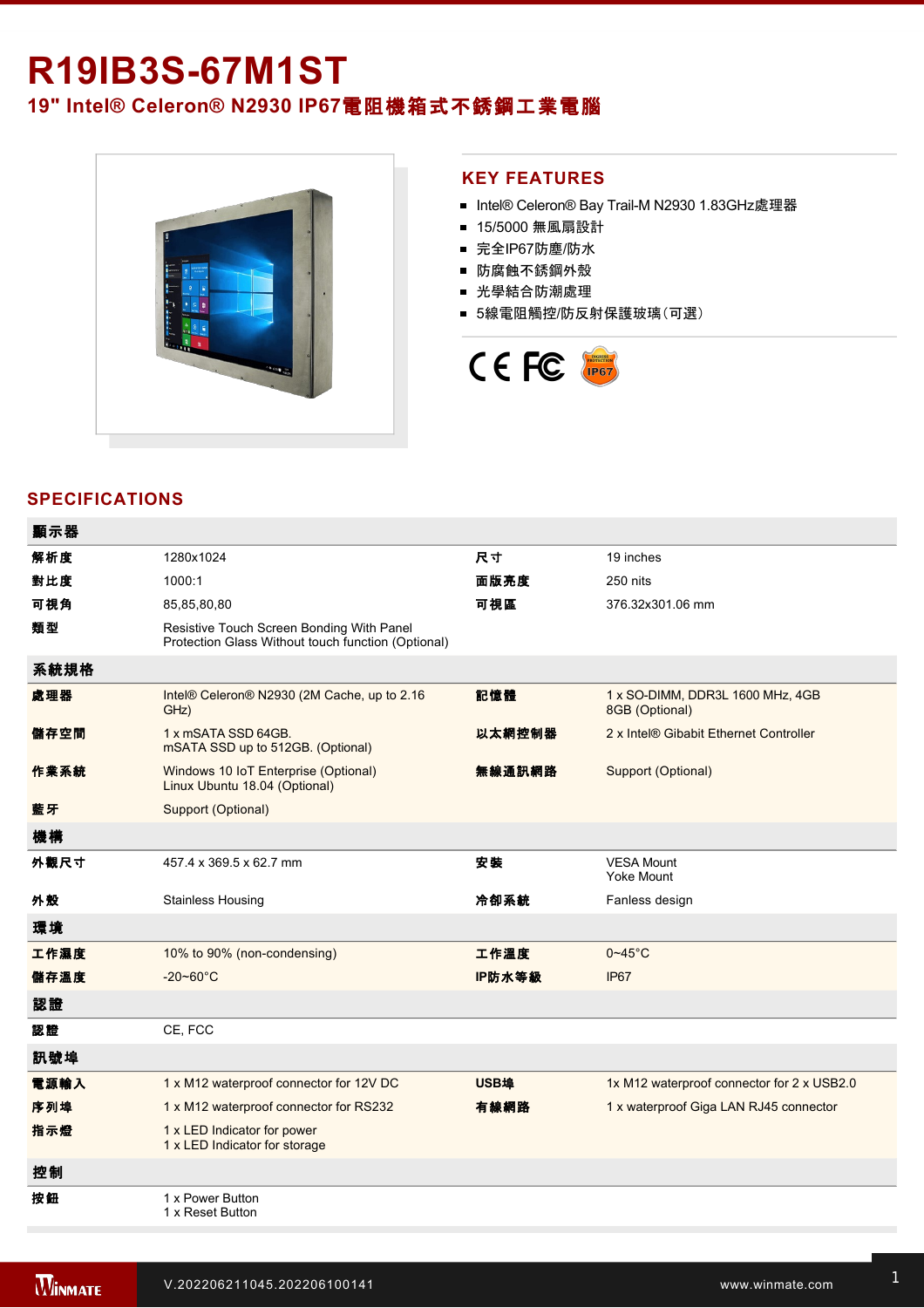# R19IB3S-67M1ST

## 19" Intel® Celeron® N2930 IP67電阻機箱式不銹鋼工業電腦

## KEY FEATURES

- Intel® Celeron® Bay Trail-M N2930 1.83GHz處理器
- 15/5000 無風扇設計
- 完全IP67防塵/防水
- 防腐蝕不銹鋼外殼
- 光學結合防潮處理
- 5線電阻觸控/防反射保護玻璃(可選)

## SPECIFICATIONS

| 顯示器 | | | |
|---|---|---|---|
| 解析度 | 1280x1024 | 尺寸 | 19 inches |
| 對比度 | 1000:1 | 面版亮度 | 250 nits |
| 可視角 | 85,85,80,80 | 可視區 | 376.32x301.06 mm |
| 類型 | Resistive Touch Screen Bonding With Panel<br>Protection Glass Without touch function (Optional) | | |
| **系統規格** | | | |
| 處理器 | Intel® Celeron® N2930 (2M Cache, up to 2.16 GHz) | 記憶體 | 1 x SO-DIMM, DDR3L 1600 MHz, 4GB<br>8GB (Optional) |
| 儲存空間 | 1 x mSATA SSD 64GB.<br>mSATA SSD up to 512GB. (Optional) | 以太網控制器 | 2 x Intel® Gibabit Ethernet Controller |
| 作業系統 | Windows 10 IoT Enterprise (Optional)<br>Linux Ubuntu 18.04 (Optional) | 無線通訊網路 | Support (Optional) |
| 藍牙 | Support (Optional) | | |
| **機構** | | | |
| 外觀尺寸 | 457.4 x 369.5 x 62.7 mm | 安裝 | VESA Mount<br>Yoke Mount |
| 外殼 | Stainless Housing | 冷卻系統 | Fanless design |
| **環境** | | | |
| 工作濕度 | 10% to 90% (non-condensing) | 工作溫度 | 0~45°C |
| 儲存溫度 | -20~60°C | IP防水等級 | IP67 |
| **認證** | | | |
| 認證 | CE, FCC | | |
| **訊號埠** | | | |
| 電源輸入 | 1 x M12 waterproof connector for 12V DC | USB埠 | 1x M12 waterproof connector for 2 x USB2.0 |
| 序列埠 | 1 x M12 waterproof connector for RS232 | 有線網路 | 1 x waterproof Giga LAN RJ45 connector |
| 指示燈 | 1 x LED Indicator for power<br>1 x LED Indicator for storage | | |
| **控制** | | | |
| 按鈕 | 1 x Power Button<br>1 x Reset Button | | |

V.202206211045.202206100141 www.winmate.com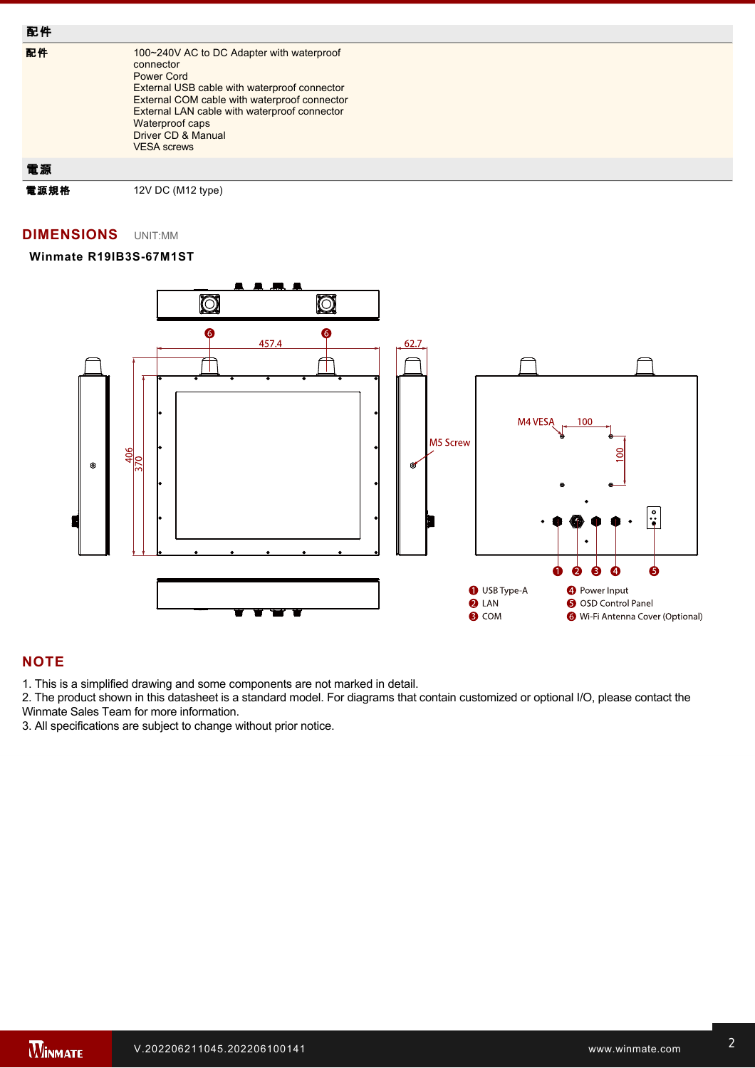## 配件

| | |
|---|---|
| 配件 | 100~240V AC to DC Adapter with waterproof connector<br>Power Cord<br>External USB cable with waterproof connector<br>External COM cable with waterproof connector<br>External LAN cable with waterproof connector<br>Waterproof caps<br>Driver CD & Manual<br>VESA screws |

## 電源

| | |
|---|---|
| 電源規格 | 12V DC (M12 type) |

## DIMENSIONS UNIT:MM

**Winmate R19IB3S-67M1ST**

457.4
62.7
406
370
M5 Screw
M4 VESA
100
100

1 USB Type-A
2 LAN
3 COM
4 Power Input
5 OSD Control Panel
6 Wi-Fi Antenna Cover (Optional)

## NOTE

1. This is a simplified drawing and some components are not marked in detail.
2. The product shown in this datasheet is a standard model. For diagrams that contain customized or optional I/O, please contact the Winmate Sales Team for more information.
3. All specifications are subject to change without prior notice.